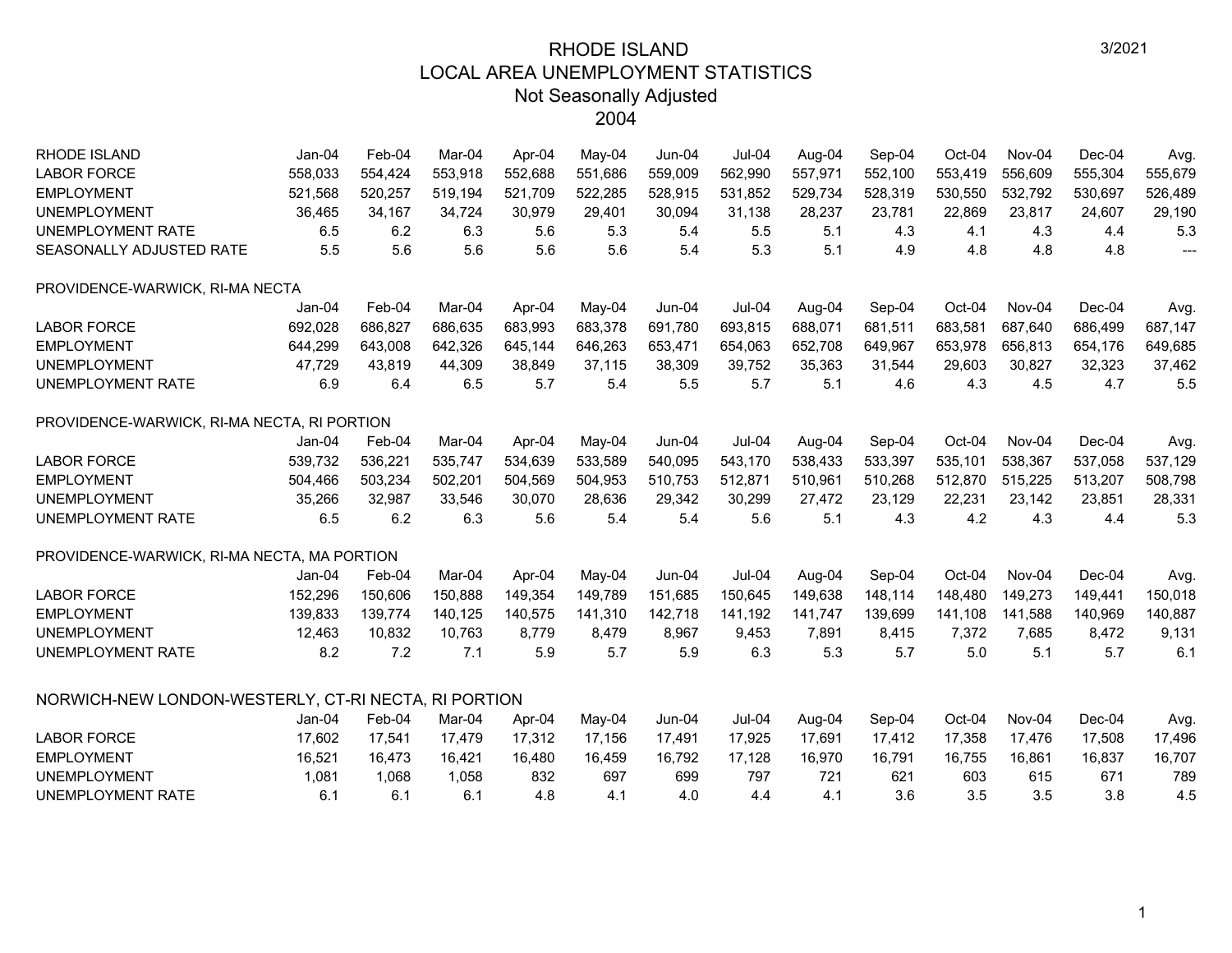# RHODE ISLAND
## LOCAL AREA UNEMPLOYMENT STATISTICS
### Not Seasonally Adjusted
### 2004

3/2021

| RHODE ISLAND | Jan-04 | Feb-04 | Mar-04 | Apr-04 | May-04 | Jun-04 | Jul-04 | Aug-04 | Sep-04 | Oct-04 | Nov-04 | Dec-04 | Avg. |
|---|---|---|---|---|---|---|---|---|---|---|---|---|---|
| LABOR FORCE | 558,033 | 554,424 | 553,918 | 552,688 | 551,686 | 559,009 | 562,990 | 557,971 | 552,100 | 553,419 | 556,609 | 555,304 | 555,679 |
| EMPLOYMENT | 521,568 | 520,257 | 519,194 | 521,709 | 522,285 | 528,915 | 531,852 | 529,734 | 528,319 | 530,550 | 532,792 | 530,697 | 526,489 |
| UNEMPLOYMENT | 36,465 | 34,167 | 34,724 | 30,979 | 29,401 | 30,094 | 31,138 | 28,237 | 23,781 | 22,869 | 23,817 | 24,607 | 29,190 |
| UNEMPLOYMENT RATE | 6.5 | 6.2 | 6.3 | 5.6 | 5.3 | 5.4 | 5.5 | 5.1 | 4.3 | 4.1 | 4.3 | 4.4 | 5.3 |
| SEASONALLY ADJUSTED RATE | 5.5 | 5.6 | 5.6 | 5.6 | 5.6 | 5.4 | 5.3 | 5.1 | 4.9 | 4.8 | 4.8 | 4.8 | --- |

PROVIDENCE-WARWICK, RI-MA NECTA

| | Jan-04 | Feb-04 | Mar-04 | Apr-04 | May-04 | Jun-04 | Jul-04 | Aug-04 | Sep-04 | Oct-04 | Nov-04 | Dec-04 | Avg. |
|---|---|---|---|---|---|---|---|---|---|---|---|---|---|
| LABOR FORCE | 692,028 | 686,827 | 686,635 | 683,993 | 683,378 | 691,780 | 693,815 | 688,071 | 681,511 | 683,581 | 687,640 | 686,499 | 687,147 |
| EMPLOYMENT | 644,299 | 643,008 | 642,326 | 645,144 | 646,263 | 653,471 | 654,063 | 652,708 | 649,967 | 653,978 | 656,813 | 654,176 | 649,685 |
| UNEMPLOYMENT | 47,729 | 43,819 | 44,309 | 38,849 | 37,115 | 38,309 | 39,752 | 35,363 | 31,544 | 29,603 | 30,827 | 32,323 | 37,462 |
| UNEMPLOYMENT RATE | 6.9 | 6.4 | 6.5 | 5.7 | 5.4 | 5.5 | 5.7 | 5.1 | 4.6 | 4.3 | 4.5 | 4.7 | 5.5 |

PROVIDENCE-WARWICK, RI-MA NECTA, RI PORTION

| | Jan-04 | Feb-04 | Mar-04 | Apr-04 | May-04 | Jun-04 | Jul-04 | Aug-04 | Sep-04 | Oct-04 | Nov-04 | Dec-04 | Avg. |
|---|---|---|---|---|---|---|---|---|---|---|---|---|---|
| LABOR FORCE | 539,732 | 536,221 | 535,747 | 534,639 | 533,589 | 540,095 | 543,170 | 538,433 | 533,397 | 535,101 | 538,367 | 537,058 | 537,129 |
| EMPLOYMENT | 504,466 | 503,234 | 502,201 | 504,569 | 504,953 | 510,753 | 512,871 | 510,961 | 510,268 | 512,870 | 515,225 | 513,207 | 508,798 |
| UNEMPLOYMENT | 35,266 | 32,987 | 33,546 | 30,070 | 28,636 | 29,342 | 30,299 | 27,472 | 23,129 | 22,231 | 23,142 | 23,851 | 28,331 |
| UNEMPLOYMENT RATE | 6.5 | 6.2 | 6.3 | 5.6 | 5.4 | 5.4 | 5.6 | 5.1 | 4.3 | 4.2 | 4.3 | 4.4 | 5.3 |

PROVIDENCE-WARWICK, RI-MA NECTA, MA PORTION

| | Jan-04 | Feb-04 | Mar-04 | Apr-04 | May-04 | Jun-04 | Jul-04 | Aug-04 | Sep-04 | Oct-04 | Nov-04 | Dec-04 | Avg. |
|---|---|---|---|---|---|---|---|---|---|---|---|---|---|
| LABOR FORCE | 152,296 | 150,606 | 150,888 | 149,354 | 149,789 | 151,685 | 150,645 | 149,638 | 148,114 | 148,480 | 149,273 | 149,441 | 150,018 |
| EMPLOYMENT | 139,833 | 139,774 | 140,125 | 140,575 | 141,310 | 142,718 | 141,192 | 141,747 | 139,699 | 141,108 | 141,588 | 140,969 | 140,887 |
| UNEMPLOYMENT | 12,463 | 10,832 | 10,763 | 8,779 | 8,479 | 8,967 | 9,453 | 7,891 | 8,415 | 7,372 | 7,685 | 8,472 | 9,131 |
| UNEMPLOYMENT RATE | 8.2 | 7.2 | 7.1 | 5.9 | 5.7 | 5.9 | 6.3 | 5.3 | 5.7 | 5.0 | 5.1 | 5.7 | 6.1 |

NORWICH-NEW LONDON-WESTERLY, CT-RI NECTA, RI PORTION

| | Jan-04 | Feb-04 | Mar-04 | Apr-04 | May-04 | Jun-04 | Jul-04 | Aug-04 | Sep-04 | Oct-04 | Nov-04 | Dec-04 | Avg. |
|---|---|---|---|---|---|---|---|---|---|---|---|---|---|
| LABOR FORCE | 17,602 | 17,541 | 17,479 | 17,312 | 17,156 | 17,491 | 17,925 | 17,691 | 17,412 | 17,358 | 17,476 | 17,508 | 17,496 |
| EMPLOYMENT | 16,521 | 16,473 | 16,421 | 16,480 | 16,459 | 16,792 | 17,128 | 16,970 | 16,791 | 16,755 | 16,861 | 16,837 | 16,707 |
| UNEMPLOYMENT | 1,081 | 1,068 | 1,058 | 832 | 697 | 699 | 797 | 721 | 621 | 603 | 615 | 671 | 789 |
| UNEMPLOYMENT RATE | 6.1 | 6.1 | 6.1 | 4.8 | 4.1 | 4.0 | 4.4 | 4.1 | 3.6 | 3.5 | 3.5 | 3.8 | 4.5 |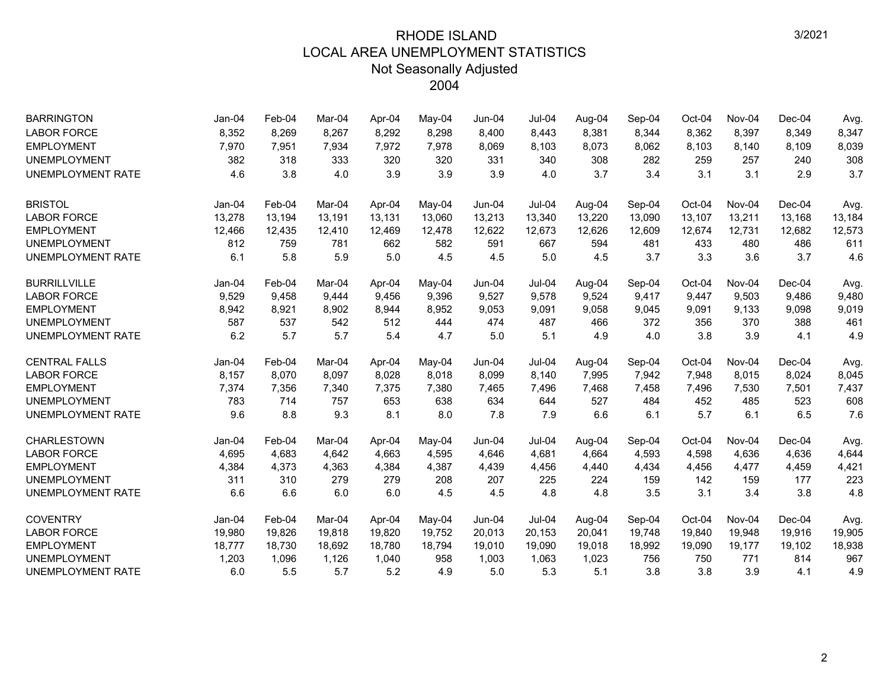# RHODE ISLAND
## LOCAL AREA UNEMPLOYMENT STATISTICS
### Not Seasonally Adjusted
### 2004

3/2021

| BARRINGTON | Jan-04 | Feb-04 | Mar-04 | Apr-04 | May-04 | Jun-04 | Jul-04 | Aug-04 | Sep-04 | Oct-04 | Nov-04 | Dec-04 | Avg. |
|---|---|---|---|---|---|---|---|---|---|---|---|---|---|
| LABOR FORCE | 8,352 | 8,269 | 8,267 | 8,292 | 8,298 | 8,400 | 8,443 | 8,381 | 8,344 | 8,362 | 8,397 | 8,349 | 8,347 |
| EMPLOYMENT | 7,970 | 7,951 | 7,934 | 7,972 | 7,978 | 8,069 | 8,103 | 8,073 | 8,062 | 8,103 | 8,140 | 8,109 | 8,039 |
| UNEMPLOYMENT | 382 | 318 | 333 | 320 | 320 | 331 | 340 | 308 | 282 | 259 | 257 | 240 | 308 |
| UNEMPLOYMENT RATE | 4.6 | 3.8 | 4.0 | 3.9 | 3.9 | 3.9 | 4.0 | 3.7 | 3.4 | 3.1 | 3.1 | 2.9 | 3.7 |

| BRISTOL | Jan-04 | Feb-04 | Mar-04 | Apr-04 | May-04 | Jun-04 | Jul-04 | Aug-04 | Sep-04 | Oct-04 | Nov-04 | Dec-04 | Avg. |
|---|---|---|---|---|---|---|---|---|---|---|---|---|---|
| LABOR FORCE | 13,278 | 13,194 | 13,191 | 13,131 | 13,060 | 13,213 | 13,340 | 13,220 | 13,090 | 13,107 | 13,211 | 13,168 | 13,184 |
| EMPLOYMENT | 12,466 | 12,435 | 12,410 | 12,469 | 12,478 | 12,622 | 12,673 | 12,626 | 12,609 | 12,674 | 12,731 | 12,682 | 12,573 |
| UNEMPLOYMENT | 812 | 759 | 781 | 662 | 582 | 591 | 667 | 594 | 481 | 433 | 480 | 486 | 611 |
| UNEMPLOYMENT RATE | 6.1 | 5.8 | 5.9 | 5.0 | 4.5 | 4.5 | 5.0 | 4.5 | 3.7 | 3.3 | 3.6 | 3.7 | 4.6 |

| BURRILLVILLE | Jan-04 | Feb-04 | Mar-04 | Apr-04 | May-04 | Jun-04 | Jul-04 | Aug-04 | Sep-04 | Oct-04 | Nov-04 | Dec-04 | Avg. |
|---|---|---|---|---|---|---|---|---|---|---|---|---|---|
| LABOR FORCE | 9,529 | 9,458 | 9,444 | 9,456 | 9,396 | 9,527 | 9,578 | 9,524 | 9,417 | 9,447 | 9,503 | 9,486 | 9,480 |
| EMPLOYMENT | 8,942 | 8,921 | 8,902 | 8,944 | 8,952 | 9,053 | 9,091 | 9,058 | 9,045 | 9,091 | 9,133 | 9,098 | 9,019 |
| UNEMPLOYMENT | 587 | 537 | 542 | 512 | 444 | 474 | 487 | 466 | 372 | 356 | 370 | 388 | 461 |
| UNEMPLOYMENT RATE | 6.2 | 5.7 | 5.7 | 5.4 | 4.7 | 5.0 | 5.1 | 4.9 | 4.0 | 3.8 | 3.9 | 4.1 | 4.9 |

| CENTRAL FALLS | Jan-04 | Feb-04 | Mar-04 | Apr-04 | May-04 | Jun-04 | Jul-04 | Aug-04 | Sep-04 | Oct-04 | Nov-04 | Dec-04 | Avg. |
|---|---|---|---|---|---|---|---|---|---|---|---|---|---|
| LABOR FORCE | 8,157 | 8,070 | 8,097 | 8,028 | 8,018 | 8,099 | 8,140 | 7,995 | 7,942 | 7,948 | 8,015 | 8,024 | 8,045 |
| EMPLOYMENT | 7,374 | 7,356 | 7,340 | 7,375 | 7,380 | 7,465 | 7,496 | 7,468 | 7,458 | 7,496 | 7,530 | 7,501 | 7,437 |
| UNEMPLOYMENT | 783 | 714 | 757 | 653 | 638 | 634 | 644 | 527 | 484 | 452 | 485 | 523 | 608 |
| UNEMPLOYMENT RATE | 9.6 | 8.8 | 9.3 | 8.1 | 8.0 | 7.8 | 7.9 | 6.6 | 6.1 | 5.7 | 6.1 | 6.5 | 7.6 |

| CHARLESTOWN | Jan-04 | Feb-04 | Mar-04 | Apr-04 | May-04 | Jun-04 | Jul-04 | Aug-04 | Sep-04 | Oct-04 | Nov-04 | Dec-04 | Avg. |
|---|---|---|---|---|---|---|---|---|---|---|---|---|---|
| LABOR FORCE | 4,695 | 4,683 | 4,642 | 4,663 | 4,595 | 4,646 | 4,681 | 4,664 | 4,593 | 4,598 | 4,636 | 4,636 | 4,644 |
| EMPLOYMENT | 4,384 | 4,373 | 4,363 | 4,384 | 4,387 | 4,439 | 4,456 | 4,440 | 4,434 | 4,456 | 4,477 | 4,459 | 4,421 |
| UNEMPLOYMENT | 311 | 310 | 279 | 279 | 208 | 207 | 225 | 224 | 159 | 142 | 159 | 177 | 223 |
| UNEMPLOYMENT RATE | 6.6 | 6.6 | 6.0 | 6.0 | 4.5 | 4.5 | 4.8 | 4.8 | 3.5 | 3.1 | 3.4 | 3.8 | 4.8 |

| COVENTRY | Jan-04 | Feb-04 | Mar-04 | Apr-04 | May-04 | Jun-04 | Jul-04 | Aug-04 | Sep-04 | Oct-04 | Nov-04 | Dec-04 | Avg. |
|---|---|---|---|---|---|---|---|---|---|---|---|---|---|
| LABOR FORCE | 19,980 | 19,826 | 19,818 | 19,820 | 19,752 | 20,013 | 20,153 | 20,041 | 19,748 | 19,840 | 19,948 | 19,916 | 19,905 |
| EMPLOYMENT | 18,777 | 18,730 | 18,692 | 18,780 | 18,794 | 19,010 | 19,090 | 19,018 | 18,992 | 19,090 | 19,177 | 19,102 | 18,938 |
| UNEMPLOYMENT | 1,203 | 1,096 | 1,126 | 1,040 | 958 | 1,003 | 1,063 | 1,023 | 756 | 750 | 771 | 814 | 967 |
| UNEMPLOYMENT RATE | 6.0 | 5.5 | 5.7 | 5.2 | 4.9 | 5.0 | 5.3 | 5.1 | 3.8 | 3.8 | 3.9 | 4.1 | 4.9 |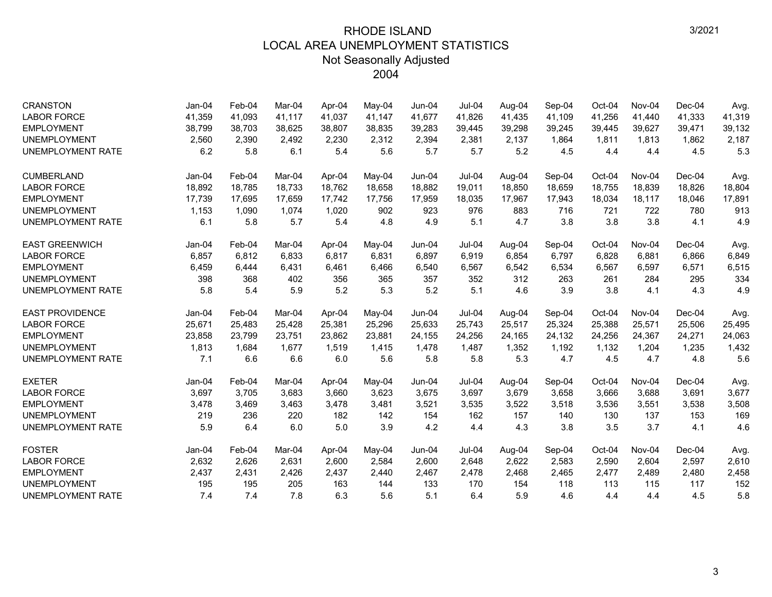# RHODE ISLAND
## LOCAL AREA UNEMPLOYMENT STATISTICS
### Not Seasonally Adjusted
### 2004

3/2021

| CRANSTON | Jan-04 | Feb-04 | Mar-04 | Apr-04 | May-04 | Jun-04 | Jul-04 | Aug-04 | Sep-04 | Oct-04 | Nov-04 | Dec-04 | Avg. |
|---|---|---|---|---|---|---|---|---|---|---|---|---|---|
| LABOR FORCE | 41,359 | 41,093 | 41,117 | 41,037 | 41,147 | 41,677 | 41,826 | 41,435 | 41,109 | 41,256 | 41,440 | 41,333 | 41,319 |
| EMPLOYMENT | 38,799 | 38,703 | 38,625 | 38,807 | 38,835 | 39,283 | 39,445 | 39,298 | 39,245 | 39,445 | 39,627 | 39,471 | 39,132 |
| UNEMPLOYMENT | 2,560 | 2,390 | 2,492 | 2,230 | 2,312 | 2,394 | 2,381 | 2,137 | 1,864 | 1,811 | 1,813 | 1,862 | 2,187 |
| UNEMPLOYMENT RATE | 6.2 | 5.8 | 6.1 | 5.4 | 5.6 | 5.7 | 5.7 | 5.2 | 4.5 | 4.4 | 4.4 | 4.5 | 5.3 |

| CUMBERLAND | Jan-04 | Feb-04 | Mar-04 | Apr-04 | May-04 | Jun-04 | Jul-04 | Aug-04 | Sep-04 | Oct-04 | Nov-04 | Dec-04 | Avg. |
|---|---|---|---|---|---|---|---|---|---|---|---|---|---|
| LABOR FORCE | 18,892 | 18,785 | 18,733 | 18,762 | 18,658 | 18,882 | 19,011 | 18,850 | 18,659 | 18,755 | 18,839 | 18,826 | 18,804 |
| EMPLOYMENT | 17,739 | 17,695 | 17,659 | 17,742 | 17,756 | 17,959 | 18,035 | 17,967 | 17,943 | 18,034 | 18,117 | 18,046 | 17,891 |
| UNEMPLOYMENT | 1,153 | 1,090 | 1,074 | 1,020 | 902 | 923 | 976 | 883 | 716 | 721 | 722 | 780 | 913 |
| UNEMPLOYMENT RATE | 6.1 | 5.8 | 5.7 | 5.4 | 4.8 | 4.9 | 5.1 | 4.7 | 3.8 | 3.8 | 3.8 | 4.1 | 4.9 |

| EAST GREENWICH | Jan-04 | Feb-04 | Mar-04 | Apr-04 | May-04 | Jun-04 | Jul-04 | Aug-04 | Sep-04 | Oct-04 | Nov-04 | Dec-04 | Avg. |
|---|---|---|---|---|---|---|---|---|---|---|---|---|---|
| LABOR FORCE | 6,857 | 6,812 | 6,833 | 6,817 | 6,831 | 6,897 | 6,919 | 6,854 | 6,797 | 6,828 | 6,881 | 6,866 | 6,849 |
| EMPLOYMENT | 6,459 | 6,444 | 6,431 | 6,461 | 6,466 | 6,540 | 6,567 | 6,542 | 6,534 | 6,567 | 6,597 | 6,571 | 6,515 |
| UNEMPLOYMENT | 398 | 368 | 402 | 356 | 365 | 357 | 352 | 312 | 263 | 261 | 284 | 295 | 334 |
| UNEMPLOYMENT RATE | 5.8 | 5.4 | 5.9 | 5.2 | 5.3 | 5.2 | 5.1 | 4.6 | 3.9 | 3.8 | 4.1 | 4.3 | 4.9 |

| EAST PROVIDENCE | Jan-04 | Feb-04 | Mar-04 | Apr-04 | May-04 | Jun-04 | Jul-04 | Aug-04 | Sep-04 | Oct-04 | Nov-04 | Dec-04 | Avg. |
|---|---|---|---|---|---|---|---|---|---|---|---|---|---|
| LABOR FORCE | 25,671 | 25,483 | 25,428 | 25,381 | 25,296 | 25,633 | 25,743 | 25,517 | 25,324 | 25,388 | 25,571 | 25,506 | 25,495 |
| EMPLOYMENT | 23,858 | 23,799 | 23,751 | 23,862 | 23,881 | 24,155 | 24,256 | 24,165 | 24,132 | 24,256 | 24,367 | 24,271 | 24,063 |
| UNEMPLOYMENT | 1,813 | 1,684 | 1,677 | 1,519 | 1,415 | 1,478 | 1,487 | 1,352 | 1,192 | 1,132 | 1,204 | 1,235 | 1,432 |
| UNEMPLOYMENT RATE | 7.1 | 6.6 | 6.6 | 6.0 | 5.6 | 5.8 | 5.8 | 5.3 | 4.7 | 4.5 | 4.7 | 4.8 | 5.6 |

| EXETER | Jan-04 | Feb-04 | Mar-04 | Apr-04 | May-04 | Jun-04 | Jul-04 | Aug-04 | Sep-04 | Oct-04 | Nov-04 | Dec-04 | Avg. |
|---|---|---|---|---|---|---|---|---|---|---|---|---|---|
| LABOR FORCE | 3,697 | 3,705 | 3,683 | 3,660 | 3,623 | 3,675 | 3,697 | 3,679 | 3,658 | 3,666 | 3,688 | 3,691 | 3,677 |
| EMPLOYMENT | 3,478 | 3,469 | 3,463 | 3,478 | 3,481 | 3,521 | 3,535 | 3,522 | 3,518 | 3,536 | 3,551 | 3,538 | 3,508 |
| UNEMPLOYMENT | 219 | 236 | 220 | 182 | 142 | 154 | 162 | 157 | 140 | 130 | 137 | 153 | 169 |
| UNEMPLOYMENT RATE | 5.9 | 6.4 | 6.0 | 5.0 | 3.9 | 4.2 | 4.4 | 4.3 | 3.8 | 3.5 | 3.7 | 4.1 | 4.6 |

| FOSTER | Jan-04 | Feb-04 | Mar-04 | Apr-04 | May-04 | Jun-04 | Jul-04 | Aug-04 | Sep-04 | Oct-04 | Nov-04 | Dec-04 | Avg. |
|---|---|---|---|---|---|---|---|---|---|---|---|---|---|
| LABOR FORCE | 2,632 | 2,626 | 2,631 | 2,600 | 2,584 | 2,600 | 2,648 | 2,622 | 2,583 | 2,590 | 2,604 | 2,597 | 2,610 |
| EMPLOYMENT | 2,437 | 2,431 | 2,426 | 2,437 | 2,440 | 2,467 | 2,478 | 2,468 | 2,465 | 2,477 | 2,489 | 2,480 | 2,458 |
| UNEMPLOYMENT | 195 | 195 | 205 | 163 | 144 | 133 | 170 | 154 | 118 | 113 | 115 | 117 | 152 |
| UNEMPLOYMENT RATE | 7.4 | 7.4 | 7.8 | 6.3 | 5.6 | 5.1 | 6.4 | 5.9 | 4.6 | 4.4 | 4.4 | 4.5 | 5.8 |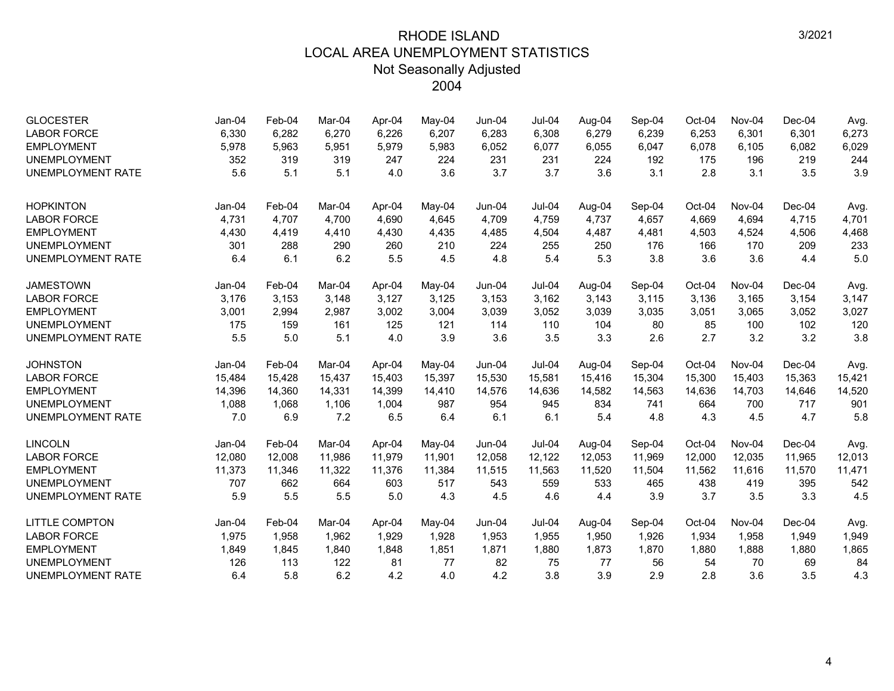# RHODE ISLAND
## LOCAL AREA UNEMPLOYMENT STATISTICS
### Not Seasonally Adjusted
### 2004

| GLOCESTER | Jan-04 | Feb-04 | Mar-04 | Apr-04 | May-04 | Jun-04 | Jul-04 | Aug-04 | Sep-04 | Oct-04 | Nov-04 | Dec-04 | Avg. |
|---|---|---|---|---|---|---|---|---|---|---|---|---|---|
| LABOR FORCE | 6,330 | 6,282 | 6,270 | 6,226 | 6,207 | 6,283 | 6,308 | 6,279 | 6,239 | 6,253 | 6,301 | 6,301 | 6,273 |
| EMPLOYMENT | 5,978 | 5,963 | 5,951 | 5,979 | 5,983 | 6,052 | 6,077 | 6,055 | 6,047 | 6,078 | 6,105 | 6,082 | 6,029 |
| UNEMPLOYMENT | 352 | 319 | 319 | 247 | 224 | 231 | 231 | 224 | 192 | 175 | 196 | 219 | 244 |
| UNEMPLOYMENT RATE | 5.6 | 5.1 | 5.1 | 4.0 | 3.6 | 3.7 | 3.7 | 3.6 | 3.1 | 2.8 | 3.1 | 3.5 | 3.9 |

| HOPKINTON | Jan-04 | Feb-04 | Mar-04 | Apr-04 | May-04 | Jun-04 | Jul-04 | Aug-04 | Sep-04 | Oct-04 | Nov-04 | Dec-04 | Avg. |
|---|---|---|---|---|---|---|---|---|---|---|---|---|---|
| LABOR FORCE | 4,731 | 4,707 | 4,700 | 4,690 | 4,645 | 4,709 | 4,759 | 4,737 | 4,657 | 4,669 | 4,694 | 4,715 | 4,701 |
| EMPLOYMENT | 4,430 | 4,419 | 4,410 | 4,430 | 4,435 | 4,485 | 4,504 | 4,487 | 4,481 | 4,503 | 4,524 | 4,506 | 4,468 |
| UNEMPLOYMENT | 301 | 288 | 290 | 260 | 210 | 224 | 255 | 250 | 176 | 166 | 170 | 209 | 233 |
| UNEMPLOYMENT RATE | 6.4 | 6.1 | 6.2 | 5.5 | 4.5 | 4.8 | 5.4 | 5.3 | 3.8 | 3.6 | 3.6 | 4.4 | 5.0 |

| JAMESTOWN | Jan-04 | Feb-04 | Mar-04 | Apr-04 | May-04 | Jun-04 | Jul-04 | Aug-04 | Sep-04 | Oct-04 | Nov-04 | Dec-04 | Avg. |
|---|---|---|---|---|---|---|---|---|---|---|---|---|---|
| LABOR FORCE | 3,176 | 3,153 | 3,148 | 3,127 | 3,125 | 3,153 | 3,162 | 3,143 | 3,115 | 3,136 | 3,165 | 3,154 | 3,147 |
| EMPLOYMENT | 3,001 | 2,994 | 2,987 | 3,002 | 3,004 | 3,039 | 3,052 | 3,039 | 3,035 | 3,051 | 3,065 | 3,052 | 3,027 |
| UNEMPLOYMENT | 175 | 159 | 161 | 125 | 121 | 114 | 110 | 104 | 80 | 85 | 100 | 102 | 120 |
| UNEMPLOYMENT RATE | 5.5 | 5.0 | 5.1 | 4.0 | 3.9 | 3.6 | 3.5 | 3.3 | 2.6 | 2.7 | 3.2 | 3.2 | 3.8 |

| JOHNSTON | Jan-04 | Feb-04 | Mar-04 | Apr-04 | May-04 | Jun-04 | Jul-04 | Aug-04 | Sep-04 | Oct-04 | Nov-04 | Dec-04 | Avg. |
|---|---|---|---|---|---|---|---|---|---|---|---|---|---|
| LABOR FORCE | 15,484 | 15,428 | 15,437 | 15,403 | 15,397 | 15,530 | 15,581 | 15,416 | 15,304 | 15,300 | 15,403 | 15,363 | 15,421 |
| EMPLOYMENT | 14,396 | 14,360 | 14,331 | 14,399 | 14,410 | 14,576 | 14,636 | 14,582 | 14,563 | 14,636 | 14,703 | 14,646 | 14,520 |
| UNEMPLOYMENT | 1,088 | 1,068 | 1,106 | 1,004 | 987 | 954 | 945 | 834 | 741 | 664 | 700 | 717 | 901 |
| UNEMPLOYMENT RATE | 7.0 | 6.9 | 7.2 | 6.5 | 6.4 | 6.1 | 6.1 | 5.4 | 4.8 | 4.3 | 4.5 | 4.7 | 5.8 |

| LINCOLN | Jan-04 | Feb-04 | Mar-04 | Apr-04 | May-04 | Jun-04 | Jul-04 | Aug-04 | Sep-04 | Oct-04 | Nov-04 | Dec-04 | Avg. |
|---|---|---|---|---|---|---|---|---|---|---|---|---|---|
| LABOR FORCE | 12,080 | 12,008 | 11,986 | 11,979 | 11,901 | 12,058 | 12,122 | 12,053 | 11,969 | 12,000 | 12,035 | 11,965 | 12,013 |
| EMPLOYMENT | 11,373 | 11,346 | 11,322 | 11,376 | 11,384 | 11,515 | 11,563 | 11,520 | 11,504 | 11,562 | 11,616 | 11,570 | 11,471 |
| UNEMPLOYMENT | 707 | 662 | 664 | 603 | 517 | 543 | 559 | 533 | 465 | 438 | 419 | 395 | 542 |
| UNEMPLOYMENT RATE | 5.9 | 5.5 | 5.5 | 5.0 | 4.3 | 4.5 | 4.6 | 4.4 | 3.9 | 3.7 | 3.5 | 3.3 | 4.5 |

| LITTLE COMPTON | Jan-04 | Feb-04 | Mar-04 | Apr-04 | May-04 | Jun-04 | Jul-04 | Aug-04 | Sep-04 | Oct-04 | Nov-04 | Dec-04 | Avg. |
|---|---|---|---|---|---|---|---|---|---|---|---|---|---|
| LABOR FORCE | 1,975 | 1,958 | 1,962 | 1,929 | 1,928 | 1,953 | 1,955 | 1,950 | 1,926 | 1,934 | 1,958 | 1,949 | 1,949 |
| EMPLOYMENT | 1,849 | 1,845 | 1,840 | 1,848 | 1,851 | 1,871 | 1,880 | 1,873 | 1,870 | 1,880 | 1,888 | 1,880 | 1,865 |
| UNEMPLOYMENT | 126 | 113 | 122 | 81 | 77 | 82 | 75 | 77 | 56 | 54 | 70 | 69 | 84 |
| UNEMPLOYMENT RATE | 6.4 | 5.8 | 6.2 | 4.2 | 4.0 | 4.2 | 3.8 | 3.9 | 2.9 | 2.8 | 3.6 | 3.5 | 4.3 |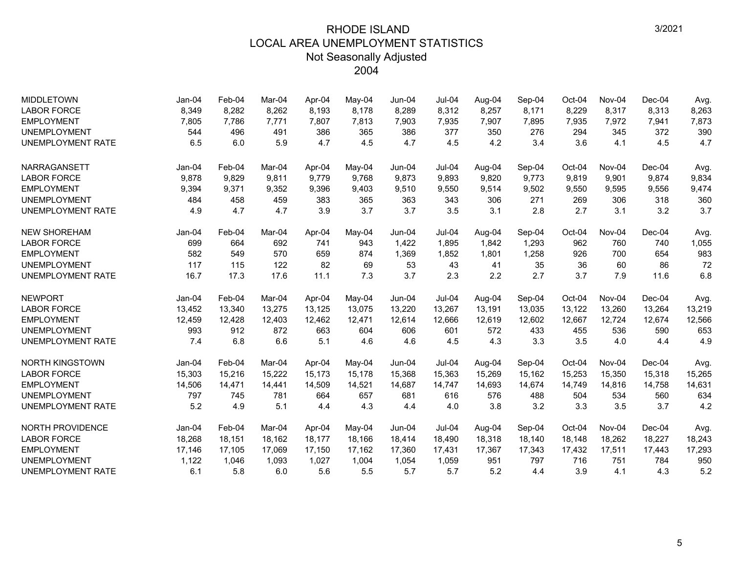# RHODE ISLAND
## LOCAL AREA UNEMPLOYMENT STATISTICS
### Not Seasonally Adjusted
### 2004

| MIDDLETOWN | Jan-04 | Feb-04 | Mar-04 | Apr-04 | May-04 | Jun-04 | Jul-04 | Aug-04 | Sep-04 | Oct-04 | Nov-04 | Dec-04 | Avg. |
|---|---|---|---|---|---|---|---|---|---|---|---|---|---|
| LABOR FORCE | 8,349 | 8,282 | 8,262 | 8,193 | 8,178 | 8,289 | 8,312 | 8,257 | 8,171 | 8,229 | 8,317 | 8,313 | 8,263 |
| EMPLOYMENT | 7,805 | 7,786 | 7,771 | 7,807 | 7,813 | 7,903 | 7,935 | 7,907 | 7,895 | 7,935 | 7,972 | 7,941 | 7,873 |
| UNEMPLOYMENT | 544 | 496 | 491 | 386 | 365 | 386 | 377 | 350 | 276 | 294 | 345 | 372 | 390 |
| UNEMPLOYMENT RATE | 6.5 | 6.0 | 5.9 | 4.7 | 4.5 | 4.7 | 4.5 | 4.2 | 3.4 | 3.6 | 4.1 | 4.5 | 4.7 |

| NARRAGANSETT | Jan-04 | Feb-04 | Mar-04 | Apr-04 | May-04 | Jun-04 | Jul-04 | Aug-04 | Sep-04 | Oct-04 | Nov-04 | Dec-04 | Avg. |
|---|---|---|---|---|---|---|---|---|---|---|---|---|---|
| LABOR FORCE | 9,878 | 9,829 | 9,811 | 9,779 | 9,768 | 9,873 | 9,893 | 9,820 | 9,773 | 9,819 | 9,901 | 9,874 | 9,834 |
| EMPLOYMENT | 9,394 | 9,371 | 9,352 | 9,396 | 9,403 | 9,510 | 9,550 | 9,514 | 9,502 | 9,550 | 9,595 | 9,556 | 9,474 |
| UNEMPLOYMENT | 484 | 458 | 459 | 383 | 365 | 363 | 343 | 306 | 271 | 269 | 306 | 318 | 360 |
| UNEMPLOYMENT RATE | 4.9 | 4.7 | 4.7 | 3.9 | 3.7 | 3.7 | 3.5 | 3.1 | 2.8 | 2.7 | 3.1 | 3.2 | 3.7 |

| NEW SHOREHAM | Jan-04 | Feb-04 | Mar-04 | Apr-04 | May-04 | Jun-04 | Jul-04 | Aug-04 | Sep-04 | Oct-04 | Nov-04 | Dec-04 | Avg. |
|---|---|---|---|---|---|---|---|---|---|---|---|---|---|
| LABOR FORCE | 699 | 664 | 692 | 741 | 943 | 1,422 | 1,895 | 1,842 | 1,293 | 962 | 760 | 740 | 1,055 |
| EMPLOYMENT | 582 | 549 | 570 | 659 | 874 | 1,369 | 1,852 | 1,801 | 1,258 | 926 | 700 | 654 | 983 |
| UNEMPLOYMENT | 117 | 115 | 122 | 82 | 69 | 53 | 43 | 41 | 35 | 36 | 60 | 86 | 72 |
| UNEMPLOYMENT RATE | 16.7 | 17.3 | 17.6 | 11.1 | 7.3 | 3.7 | 2.3 | 2.2 | 2.7 | 3.7 | 7.9 | 11.6 | 6.8 |

| NEWPORT | Jan-04 | Feb-04 | Mar-04 | Apr-04 | May-04 | Jun-04 | Jul-04 | Aug-04 | Sep-04 | Oct-04 | Nov-04 | Dec-04 | Avg. |
|---|---|---|---|---|---|---|---|---|---|---|---|---|---|
| LABOR FORCE | 13,452 | 13,340 | 13,275 | 13,125 | 13,075 | 13,220 | 13,267 | 13,191 | 13,035 | 13,122 | 13,260 | 13,264 | 13,219 |
| EMPLOYMENT | 12,459 | 12,428 | 12,403 | 12,462 | 12,471 | 12,614 | 12,666 | 12,619 | 12,602 | 12,667 | 12,724 | 12,674 | 12,566 |
| UNEMPLOYMENT | 993 | 912 | 872 | 663 | 604 | 606 | 601 | 572 | 433 | 455 | 536 | 590 | 653 |
| UNEMPLOYMENT RATE | 7.4 | 6.8 | 6.6 | 5.1 | 4.6 | 4.6 | 4.5 | 4.3 | 3.3 | 3.5 | 4.0 | 4.4 | 4.9 |

| NORTH KINGSTOWN | Jan-04 | Feb-04 | Mar-04 | Apr-04 | May-04 | Jun-04 | Jul-04 | Aug-04 | Sep-04 | Oct-04 | Nov-04 | Dec-04 | Avg. |
|---|---|---|---|---|---|---|---|---|---|---|---|---|---|
| LABOR FORCE | 15,303 | 15,216 | 15,222 | 15,173 | 15,178 | 15,368 | 15,363 | 15,269 | 15,162 | 15,253 | 15,350 | 15,318 | 15,265 |
| EMPLOYMENT | 14,506 | 14,471 | 14,441 | 14,509 | 14,521 | 14,687 | 14,747 | 14,693 | 14,674 | 14,749 | 14,816 | 14,758 | 14,631 |
| UNEMPLOYMENT | 797 | 745 | 781 | 664 | 657 | 681 | 616 | 576 | 488 | 504 | 534 | 560 | 634 |
| UNEMPLOYMENT RATE | 5.2 | 4.9 | 5.1 | 4.4 | 4.3 | 4.4 | 4.0 | 3.8 | 3.2 | 3.3 | 3.5 | 3.7 | 4.2 |

| NORTH PROVIDENCE | Jan-04 | Feb-04 | Mar-04 | Apr-04 | May-04 | Jun-04 | Jul-04 | Aug-04 | Sep-04 | Oct-04 | Nov-04 | Dec-04 | Avg. |
|---|---|---|---|---|---|---|---|---|---|---|---|---|---|
| LABOR FORCE | 18,268 | 18,151 | 18,162 | 18,177 | 18,166 | 18,414 | 18,490 | 18,318 | 18,140 | 18,148 | 18,262 | 18,227 | 18,243 |
| EMPLOYMENT | 17,146 | 17,105 | 17,069 | 17,150 | 17,162 | 17,360 | 17,431 | 17,367 | 17,343 | 17,432 | 17,511 | 17,443 | 17,293 |
| UNEMPLOYMENT | 1,122 | 1,046 | 1,093 | 1,027 | 1,004 | 1,054 | 1,059 | 951 | 797 | 716 | 751 | 784 | 950 |
| UNEMPLOYMENT RATE | 6.1 | 5.8 | 6.0 | 5.6 | 5.5 | 5.7 | 5.7 | 5.2 | 4.4 | 3.9 | 4.1 | 4.3 | 5.2 |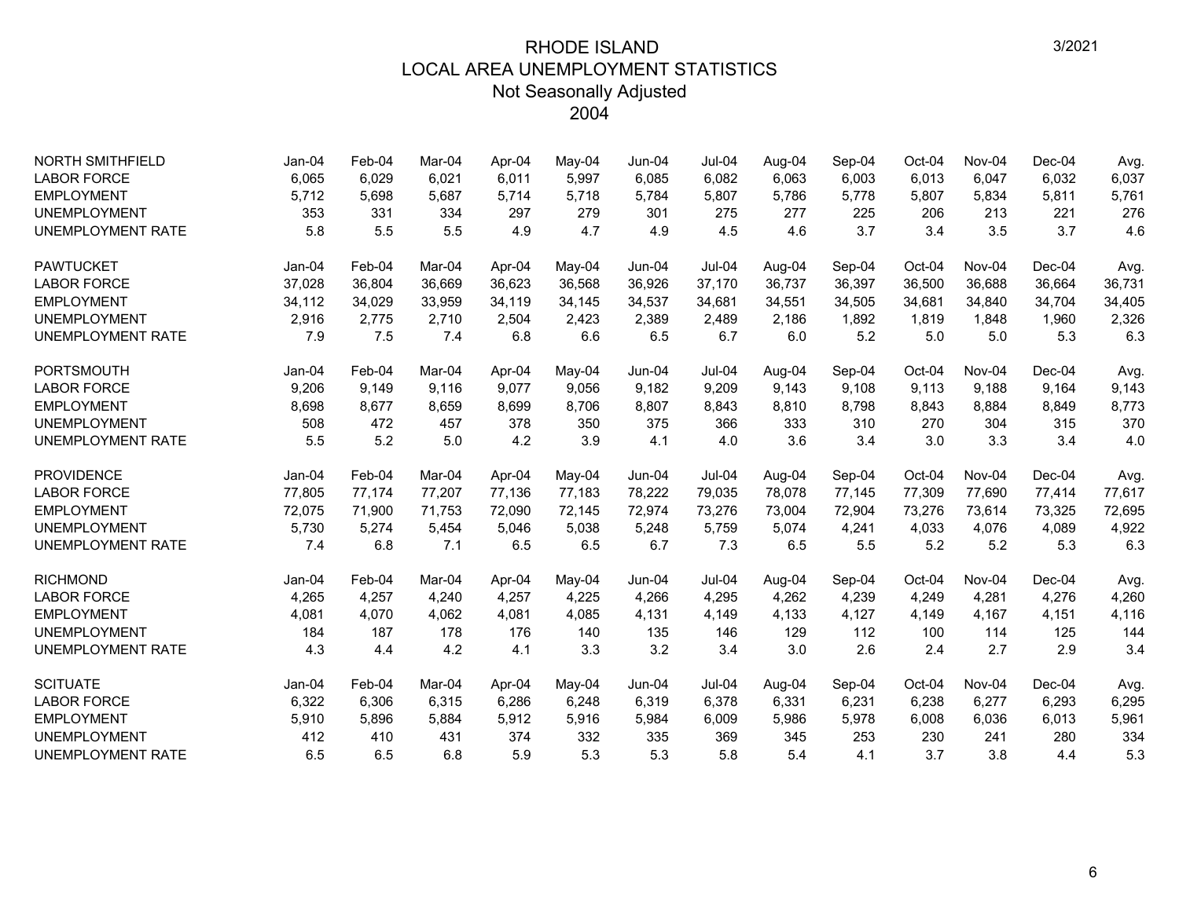# RHODE ISLAND
## LOCAL AREA UNEMPLOYMENT STATISTICS
### Not Seasonally Adjusted
### 2004

3/2021

| NORTH SMITHFIELD | Jan-04 | Feb-04 | Mar-04 | Apr-04 | May-04 | Jun-04 | Jul-04 | Aug-04 | Sep-04 | Oct-04 | Nov-04 | Dec-04 | Avg. |
|---|---|---|---|---|---|---|---|---|---|---|---|---|---|
| LABOR FORCE | 6,065 | 6,029 | 6,021 | 6,011 | 5,997 | 6,085 | 6,082 | 6,063 | 6,003 | 6,013 | 6,047 | 6,032 | 6,037 |
| EMPLOYMENT | 5,712 | 5,698 | 5,687 | 5,714 | 5,718 | 5,784 | 5,807 | 5,786 | 5,778 | 5,807 | 5,834 | 5,811 | 5,761 |
| UNEMPLOYMENT | 353 | 331 | 334 | 297 | 279 | 301 | 275 | 277 | 225 | 206 | 213 | 221 | 276 |
| UNEMPLOYMENT RATE | 5.8 | 5.5 | 5.5 | 4.9 | 4.7 | 4.9 | 4.5 | 4.6 | 3.7 | 3.4 | 3.5 | 3.7 | 4.6 |

| PAWTUCKET | Jan-04 | Feb-04 | Mar-04 | Apr-04 | May-04 | Jun-04 | Jul-04 | Aug-04 | Sep-04 | Oct-04 | Nov-04 | Dec-04 | Avg. |
|---|---|---|---|---|---|---|---|---|---|---|---|---|---|
| LABOR FORCE | 37,028 | 36,804 | 36,669 | 36,623 | 36,568 | 36,926 | 37,170 | 36,737 | 36,397 | 36,500 | 36,688 | 36,664 | 36,731 |
| EMPLOYMENT | 34,112 | 34,029 | 33,959 | 34,119 | 34,145 | 34,537 | 34,681 | 34,551 | 34,505 | 34,681 | 34,840 | 34,704 | 34,405 |
| UNEMPLOYMENT | 2,916 | 2,775 | 2,710 | 2,504 | 2,423 | 2,389 | 2,489 | 2,186 | 1,892 | 1,819 | 1,848 | 1,960 | 2,326 |
| UNEMPLOYMENT RATE | 7.9 | 7.5 | 7.4 | 6.8 | 6.6 | 6.5 | 6.7 | 6.0 | 5.2 | 5.0 | 5.0 | 5.3 | 6.3 |

| PORTSMOUTH | Jan-04 | Feb-04 | Mar-04 | Apr-04 | May-04 | Jun-04 | Jul-04 | Aug-04 | Sep-04 | Oct-04 | Nov-04 | Dec-04 | Avg. |
|---|---|---|---|---|---|---|---|---|---|---|---|---|---|
| LABOR FORCE | 9,206 | 9,149 | 9,116 | 9,077 | 9,056 | 9,182 | 9,209 | 9,143 | 9,108 | 9,113 | 9,188 | 9,164 | 9,143 |
| EMPLOYMENT | 8,698 | 8,677 | 8,659 | 8,699 | 8,706 | 8,807 | 8,843 | 8,810 | 8,798 | 8,843 | 8,884 | 8,849 | 8,773 |
| UNEMPLOYMENT | 508 | 472 | 457 | 378 | 350 | 375 | 366 | 333 | 310 | 270 | 304 | 315 | 370 |
| UNEMPLOYMENT RATE | 5.5 | 5.2 | 5.0 | 4.2 | 3.9 | 4.1 | 4.0 | 3.6 | 3.4 | 3.0 | 3.3 | 3.4 | 4.0 |

| PROVIDENCE | Jan-04 | Feb-04 | Mar-04 | Apr-04 | May-04 | Jun-04 | Jul-04 | Aug-04 | Sep-04 | Oct-04 | Nov-04 | Dec-04 | Avg. |
|---|---|---|---|---|---|---|---|---|---|---|---|---|---|
| LABOR FORCE | 77,805 | 77,174 | 77,207 | 77,136 | 77,183 | 78,222 | 79,035 | 78,078 | 77,145 | 77,309 | 77,690 | 77,414 | 77,617 |
| EMPLOYMENT | 72,075 | 71,900 | 71,753 | 72,090 | 72,145 | 72,974 | 73,276 | 73,004 | 72,904 | 73,276 | 73,614 | 73,325 | 72,695 |
| UNEMPLOYMENT | 5,730 | 5,274 | 5,454 | 5,046 | 5,038 | 5,248 | 5,759 | 5,074 | 4,241 | 4,033 | 4,076 | 4,089 | 4,922 |
| UNEMPLOYMENT RATE | 7.4 | 6.8 | 7.1 | 6.5 | 6.5 | 6.7 | 7.3 | 6.5 | 5.5 | 5.2 | 5.2 | 5.3 | 6.3 |

| RICHMOND | Jan-04 | Feb-04 | Mar-04 | Apr-04 | May-04 | Jun-04 | Jul-04 | Aug-04 | Sep-04 | Oct-04 | Nov-04 | Dec-04 | Avg. |
|---|---|---|---|---|---|---|---|---|---|---|---|---|---|
| LABOR FORCE | 4,265 | 4,257 | 4,240 | 4,257 | 4,225 | 4,266 | 4,295 | 4,262 | 4,239 | 4,249 | 4,281 | 4,276 | 4,260 |
| EMPLOYMENT | 4,081 | 4,070 | 4,062 | 4,081 | 4,085 | 4,131 | 4,149 | 4,133 | 4,127 | 4,149 | 4,167 | 4,151 | 4,116 |
| UNEMPLOYMENT | 184 | 187 | 178 | 176 | 140 | 135 | 146 | 129 | 112 | 100 | 114 | 125 | 144 |
| UNEMPLOYMENT RATE | 4.3 | 4.4 | 4.2 | 4.1 | 3.3 | 3.2 | 3.4 | 3.0 | 2.6 | 2.4 | 2.7 | 2.9 | 3.4 |

| SCITUATE | Jan-04 | Feb-04 | Mar-04 | Apr-04 | May-04 | Jun-04 | Jul-04 | Aug-04 | Sep-04 | Oct-04 | Nov-04 | Dec-04 | Avg. |
|---|---|---|---|---|---|---|---|---|---|---|---|---|---|
| LABOR FORCE | 6,322 | 6,306 | 6,315 | 6,286 | 6,248 | 6,319 | 6,378 | 6,331 | 6,231 | 6,238 | 6,277 | 6,293 | 6,295 |
| EMPLOYMENT | 5,910 | 5,896 | 5,884 | 5,912 | 5,916 | 5,984 | 6,009 | 5,986 | 5,978 | 6,008 | 6,036 | 6,013 | 5,961 |
| UNEMPLOYMENT | 412 | 410 | 431 | 374 | 332 | 335 | 369 | 345 | 253 | 230 | 241 | 280 | 334 |
| UNEMPLOYMENT RATE | 6.5 | 6.5 | 6.8 | 5.9 | 5.3 | 5.3 | 5.8 | 5.4 | 4.1 | 3.7 | 3.8 | 4.4 | 5.3 |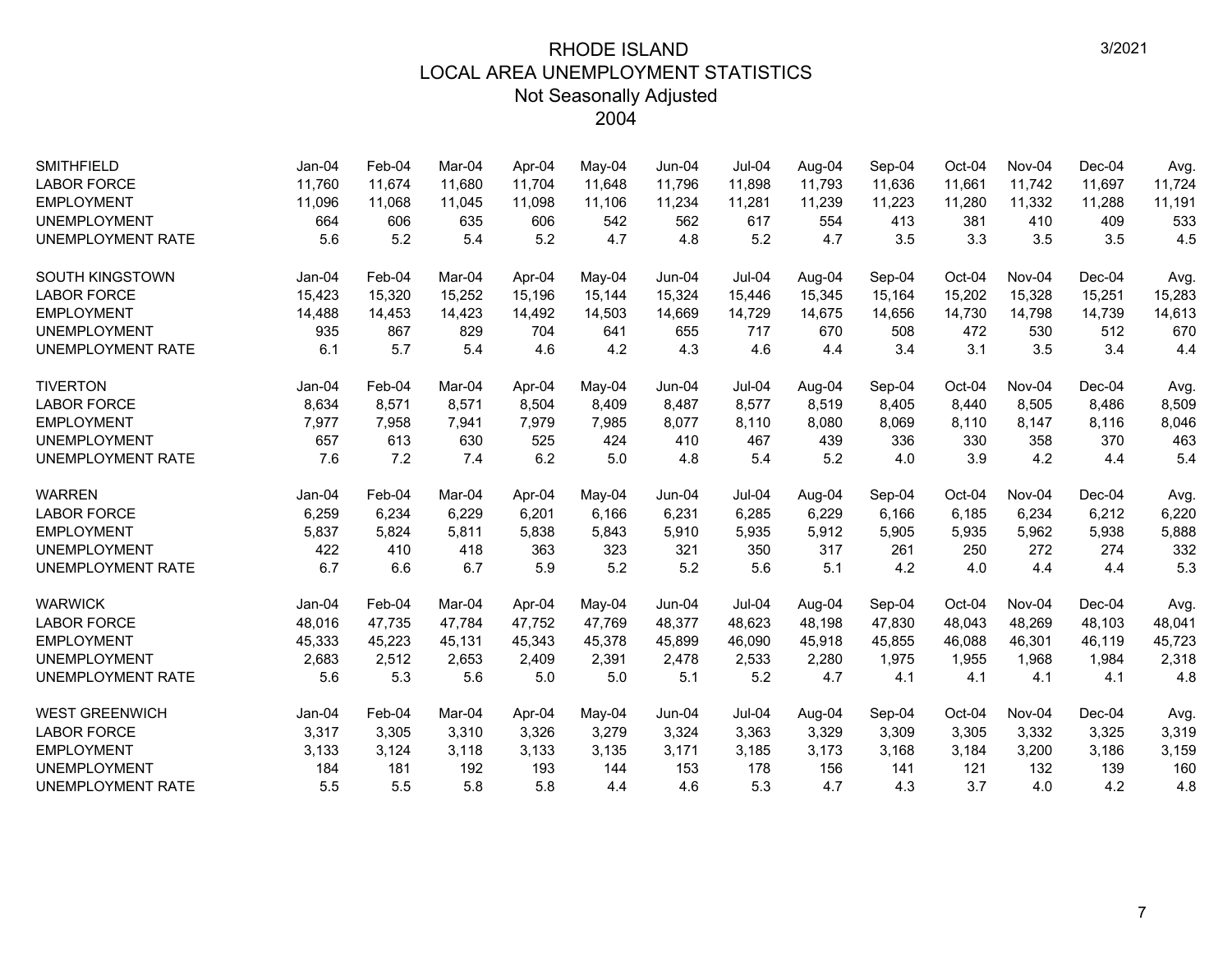# RHODE ISLAND
## LOCAL AREA UNEMPLOYMENT STATISTICS
### Not Seasonally Adjusted
### 2004

3/2021

| SMITHFIELD | Jan-04 | Feb-04 | Mar-04 | Apr-04 | May-04 | Jun-04 | Jul-04 | Aug-04 | Sep-04 | Oct-04 | Nov-04 | Dec-04 | Avg. |
|---|---|---|---|---|---|---|---|---|---|---|---|---|---|
| LABOR FORCE | 11,760 | 11,674 | 11,680 | 11,704 | 11,648 | 11,796 | 11,898 | 11,793 | 11,636 | 11,661 | 11,742 | 11,697 | 11,724 |
| EMPLOYMENT | 11,096 | 11,068 | 11,045 | 11,098 | 11,106 | 11,234 | 11,281 | 11,239 | 11,223 | 11,280 | 11,332 | 11,288 | 11,191 |
| UNEMPLOYMENT | 664 | 606 | 635 | 606 | 542 | 562 | 617 | 554 | 413 | 381 | 410 | 409 | 533 |
| UNEMPLOYMENT RATE | 5.6 | 5.2 | 5.4 | 5.2 | 4.7 | 4.8 | 5.2 | 4.7 | 3.5 | 3.3 | 3.5 | 3.5 | 4.5 |

| SOUTH KINGSTOWN | Jan-04 | Feb-04 | Mar-04 | Apr-04 | May-04 | Jun-04 | Jul-04 | Aug-04 | Sep-04 | Oct-04 | Nov-04 | Dec-04 | Avg. |
|---|---|---|---|---|---|---|---|---|---|---|---|---|---|
| LABOR FORCE | 15,423 | 15,320 | 15,252 | 15,196 | 15,144 | 15,324 | 15,446 | 15,345 | 15,164 | 15,202 | 15,328 | 15,251 | 15,283 |
| EMPLOYMENT | 14,488 | 14,453 | 14,423 | 14,492 | 14,503 | 14,669 | 14,729 | 14,675 | 14,656 | 14,730 | 14,798 | 14,739 | 14,613 |
| UNEMPLOYMENT | 935 | 867 | 829 | 704 | 641 | 655 | 717 | 670 | 508 | 472 | 530 | 512 | 670 |
| UNEMPLOYMENT RATE | 6.1 | 5.7 | 5.4 | 4.6 | 4.2 | 4.3 | 4.6 | 4.4 | 3.4 | 3.1 | 3.5 | 3.4 | 4.4 |

| TIVERTON | Jan-04 | Feb-04 | Mar-04 | Apr-04 | May-04 | Jun-04 | Jul-04 | Aug-04 | Sep-04 | Oct-04 | Nov-04 | Dec-04 | Avg. |
|---|---|---|---|---|---|---|---|---|---|---|---|---|---|
| LABOR FORCE | 8,634 | 8,571 | 8,571 | 8,504 | 8,409 | 8,487 | 8,577 | 8,519 | 8,405 | 8,440 | 8,505 | 8,486 | 8,509 |
| EMPLOYMENT | 7,977 | 7,958 | 7,941 | 7,979 | 7,985 | 8,077 | 8,110 | 8,080 | 8,069 | 8,110 | 8,147 | 8,116 | 8,046 |
| UNEMPLOYMENT | 657 | 613 | 630 | 525 | 424 | 410 | 467 | 439 | 336 | 330 | 358 | 370 | 463 |
| UNEMPLOYMENT RATE | 7.6 | 7.2 | 7.4 | 6.2 | 5.0 | 4.8 | 5.4 | 5.2 | 4.0 | 3.9 | 4.2 | 4.4 | 5.4 |

| WARREN | Jan-04 | Feb-04 | Mar-04 | Apr-04 | May-04 | Jun-04 | Jul-04 | Aug-04 | Sep-04 | Oct-04 | Nov-04 | Dec-04 | Avg. |
|---|---|---|---|---|---|---|---|---|---|---|---|---|---|
| LABOR FORCE | 6,259 | 6,234 | 6,229 | 6,201 | 6,166 | 6,231 | 6,285 | 6,229 | 6,166 | 6,185 | 6,234 | 6,212 | 6,220 |
| EMPLOYMENT | 5,837 | 5,824 | 5,811 | 5,838 | 5,843 | 5,910 | 5,935 | 5,912 | 5,905 | 5,935 | 5,962 | 5,938 | 5,888 |
| UNEMPLOYMENT | 422 | 410 | 418 | 363 | 323 | 321 | 350 | 317 | 261 | 250 | 272 | 274 | 332 |
| UNEMPLOYMENT RATE | 6.7 | 6.6 | 6.7 | 5.9 | 5.2 | 5.2 | 5.6 | 5.1 | 4.2 | 4.0 | 4.4 | 4.4 | 5.3 |

| WARWICK | Jan-04 | Feb-04 | Mar-04 | Apr-04 | May-04 | Jun-04 | Jul-04 | Aug-04 | Sep-04 | Oct-04 | Nov-04 | Dec-04 | Avg. |
|---|---|---|---|---|---|---|---|---|---|---|---|---|---|
| LABOR FORCE | 48,016 | 47,735 | 47,784 | 47,752 | 47,769 | 48,377 | 48,623 | 48,198 | 47,830 | 48,043 | 48,269 | 48,103 | 48,041 |
| EMPLOYMENT | 45,333 | 45,223 | 45,131 | 45,343 | 45,378 | 45,899 | 46,090 | 45,918 | 45,855 | 46,088 | 46,301 | 46,119 | 45,723 |
| UNEMPLOYMENT | 2,683 | 2,512 | 2,653 | 2,409 | 2,391 | 2,478 | 2,533 | 2,280 | 1,975 | 1,955 | 1,968 | 1,984 | 2,318 |
| UNEMPLOYMENT RATE | 5.6 | 5.3 | 5.6 | 5.0 | 5.0 | 5.1 | 5.2 | 4.7 | 4.1 | 4.1 | 4.1 | 4.1 | 4.8 |

| WEST GREENWICH | Jan-04 | Feb-04 | Mar-04 | Apr-04 | May-04 | Jun-04 | Jul-04 | Aug-04 | Sep-04 | Oct-04 | Nov-04 | Dec-04 | Avg. |
|---|---|---|---|---|---|---|---|---|---|---|---|---|---|
| LABOR FORCE | 3,317 | 3,305 | 3,310 | 3,326 | 3,279 | 3,324 | 3,363 | 3,329 | 3,309 | 3,305 | 3,332 | 3,325 | 3,319 |
| EMPLOYMENT | 3,133 | 3,124 | 3,118 | 3,133 | 3,135 | 3,171 | 3,185 | 3,173 | 3,168 | 3,184 | 3,200 | 3,186 | 3,159 |
| UNEMPLOYMENT | 184 | 181 | 192 | 193 | 144 | 153 | 178 | 156 | 141 | 121 | 132 | 139 | 160 |
| UNEMPLOYMENT RATE | 5.5 | 5.5 | 5.8 | 5.8 | 4.4 | 4.6 | 5.3 | 4.7 | 4.3 | 3.7 | 4.0 | 4.2 | 4.8 |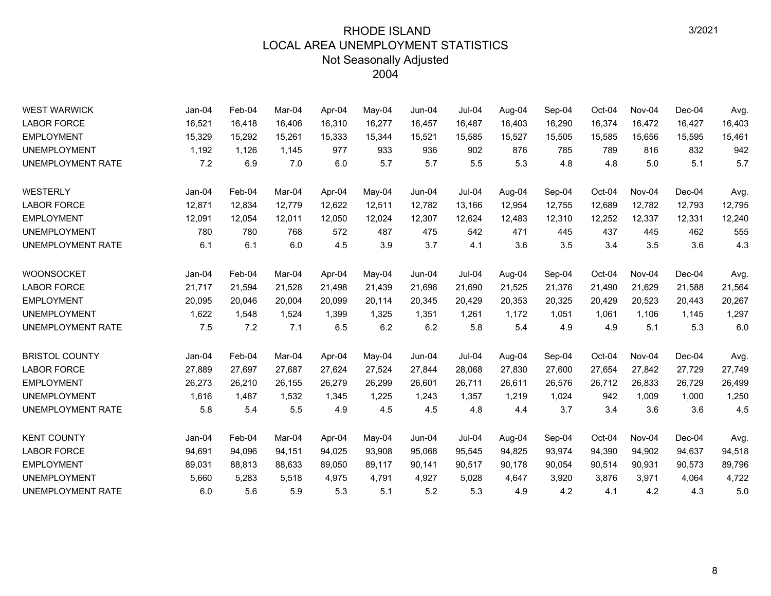# RHODE ISLAND
## LOCAL AREA UNEMPLOYMENT STATISTICS
### Not Seasonally Adjusted
### 2004

3/2021

| WEST WARWICK | Jan-04 | Feb-04 | Mar-04 | Apr-04 | May-04 | Jun-04 | Jul-04 | Aug-04 | Sep-04 | Oct-04 | Nov-04 | Dec-04 | Avg. |
|---|---|---|---|---|---|---|---|---|---|---|---|---|---|
| LABOR FORCE | 16,521 | 16,418 | 16,406 | 16,310 | 16,277 | 16,457 | 16,487 | 16,403 | 16,290 | 16,374 | 16,472 | 16,427 | 16,403 |
| EMPLOYMENT | 15,329 | 15,292 | 15,261 | 15,333 | 15,344 | 15,521 | 15,585 | 15,527 | 15,505 | 15,585 | 15,656 | 15,595 | 15,461 |
| UNEMPLOYMENT | 1,192 | 1,126 | 1,145 | 977 | 933 | 936 | 902 | 876 | 785 | 789 | 816 | 832 | 942 |
| UNEMPLOYMENT RATE | 7.2 | 6.9 | 7.0 | 6.0 | 5.7 | 5.7 | 5.5 | 5.3 | 4.8 | 4.8 | 5.0 | 5.1 | 5.7 |

| WESTERLY | Jan-04 | Feb-04 | Mar-04 | Apr-04 | May-04 | Jun-04 | Jul-04 | Aug-04 | Sep-04 | Oct-04 | Nov-04 | Dec-04 | Avg. |
|---|---|---|---|---|---|---|---|---|---|---|---|---|---|
| LABOR FORCE | 12,871 | 12,834 | 12,779 | 12,622 | 12,511 | 12,782 | 13,166 | 12,954 | 12,755 | 12,689 | 12,782 | 12,793 | 12,795 |
| EMPLOYMENT | 12,091 | 12,054 | 12,011 | 12,050 | 12,024 | 12,307 | 12,624 | 12,483 | 12,310 | 12,252 | 12,337 | 12,331 | 12,240 |
| UNEMPLOYMENT | 780 | 780 | 768 | 572 | 487 | 475 | 542 | 471 | 445 | 437 | 445 | 462 | 555 |
| UNEMPLOYMENT RATE | 6.1 | 6.1 | 6.0 | 4.5 | 3.9 | 3.7 | 4.1 | 3.6 | 3.5 | 3.4 | 3.5 | 3.6 | 4.3 |

| WOONSOCKET | Jan-04 | Feb-04 | Mar-04 | Apr-04 | May-04 | Jun-04 | Jul-04 | Aug-04 | Sep-04 | Oct-04 | Nov-04 | Dec-04 | Avg. |
|---|---|---|---|---|---|---|---|---|---|---|---|---|---|
| LABOR FORCE | 21,717 | 21,594 | 21,528 | 21,498 | 21,439 | 21,696 | 21,690 | 21,525 | 21,376 | 21,490 | 21,629 | 21,588 | 21,564 |
| EMPLOYMENT | 20,095 | 20,046 | 20,004 | 20,099 | 20,114 | 20,345 | 20,429 | 20,353 | 20,325 | 20,429 | 20,523 | 20,443 | 20,267 |
| UNEMPLOYMENT | 1,622 | 1,548 | 1,524 | 1,399 | 1,325 | 1,351 | 1,261 | 1,172 | 1,051 | 1,061 | 1,106 | 1,145 | 1,297 |
| UNEMPLOYMENT RATE | 7.5 | 7.2 | 7.1 | 6.5 | 6.2 | 6.2 | 5.8 | 5.4 | 4.9 | 4.9 | 5.1 | 5.3 | 6.0 |

| BRISTOL COUNTY | Jan-04 | Feb-04 | Mar-04 | Apr-04 | May-04 | Jun-04 | Jul-04 | Aug-04 | Sep-04 | Oct-04 | Nov-04 | Dec-04 | Avg. |
|---|---|---|---|---|---|---|---|---|---|---|---|---|---|
| LABOR FORCE | 27,889 | 27,697 | 27,687 | 27,624 | 27,524 | 27,844 | 28,068 | 27,830 | 27,600 | 27,654 | 27,842 | 27,729 | 27,749 |
| EMPLOYMENT | 26,273 | 26,210 | 26,155 | 26,279 | 26,299 | 26,601 | 26,711 | 26,611 | 26,576 | 26,712 | 26,833 | 26,729 | 26,499 |
| UNEMPLOYMENT | 1,616 | 1,487 | 1,532 | 1,345 | 1,225 | 1,243 | 1,357 | 1,219 | 1,024 | 942 | 1,009 | 1,000 | 1,250 |
| UNEMPLOYMENT RATE | 5.8 | 5.4 | 5.5 | 4.9 | 4.5 | 4.5 | 4.8 | 4.4 | 3.7 | 3.4 | 3.6 | 3.6 | 4.5 |

| KENT COUNTY | Jan-04 | Feb-04 | Mar-04 | Apr-04 | May-04 | Jun-04 | Jul-04 | Aug-04 | Sep-04 | Oct-04 | Nov-04 | Dec-04 | Avg. |
|---|---|---|---|---|---|---|---|---|---|---|---|---|---|
| LABOR FORCE | 94,691 | 94,096 | 94,151 | 94,025 | 93,908 | 95,068 | 95,545 | 94,825 | 93,974 | 94,390 | 94,902 | 94,637 | 94,518 |
| EMPLOYMENT | 89,031 | 88,813 | 88,633 | 89,050 | 89,117 | 90,141 | 90,517 | 90,178 | 90,054 | 90,514 | 90,931 | 90,573 | 89,796 |
| UNEMPLOYMENT | 5,660 | 5,283 | 5,518 | 4,975 | 4,791 | 4,927 | 5,028 | 4,647 | 3,920 | 3,876 | 3,971 | 4,064 | 4,722 |
| UNEMPLOYMENT RATE | 6.0 | 5.6 | 5.9 | 5.3 | 5.1 | 5.2 | 5.3 | 4.9 | 4.2 | 4.1 | 4.2 | 4.3 | 5.0 |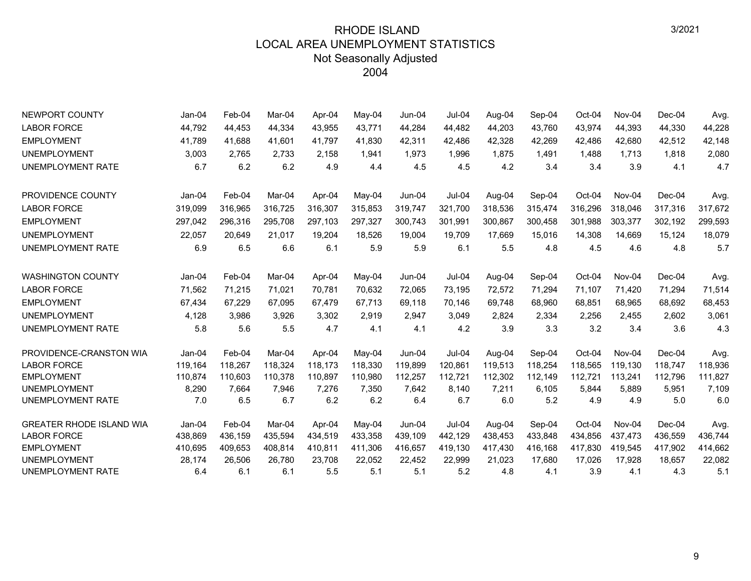# RHODE ISLAND
## LOCAL AREA UNEMPLOYMENT STATISTICS
### Not Seasonally Adjusted
### 2004

3/2021

| NEWPORT COUNTY | Jan-04 | Feb-04 | Mar-04 | Apr-04 | May-04 | Jun-04 | Jul-04 | Aug-04 | Sep-04 | Oct-04 | Nov-04 | Dec-04 | Avg. |
|---|---|---|---|---|---|---|---|---|---|---|---|---|---|
| LABOR FORCE | 44,792 | 44,453 | 44,334 | 43,955 | 43,771 | 44,284 | 44,482 | 44,203 | 43,760 | 43,974 | 44,393 | 44,330 | 44,228 |
| EMPLOYMENT | 41,789 | 41,688 | 41,601 | 41,797 | 41,830 | 42,311 | 42,486 | 42,328 | 42,269 | 42,486 | 42,680 | 42,512 | 42,148 |
| UNEMPLOYMENT | 3,003 | 2,765 | 2,733 | 2,158 | 1,941 | 1,973 | 1,996 | 1,875 | 1,491 | 1,488 | 1,713 | 1,818 | 2,080 |
| UNEMPLOYMENT RATE | 6.7 | 6.2 | 6.2 | 4.9 | 4.4 | 4.5 | 4.5 | 4.2 | 3.4 | 3.4 | 3.9 | 4.1 | 4.7 |

| PROVIDENCE COUNTY | Jan-04 | Feb-04 | Mar-04 | Apr-04 | May-04 | Jun-04 | Jul-04 | Aug-04 | Sep-04 | Oct-04 | Nov-04 | Dec-04 | Avg. |
|---|---|---|---|---|---|---|---|---|---|---|---|---|---|
| LABOR FORCE | 319,099 | 316,965 | 316,725 | 316,307 | 315,853 | 319,747 | 321,700 | 318,536 | 315,474 | 316,296 | 318,046 | 317,316 | 317,672 |
| EMPLOYMENT | 297,042 | 296,316 | 295,708 | 297,103 | 297,327 | 300,743 | 301,991 | 300,867 | 300,458 | 301,988 | 303,377 | 302,192 | 299,593 |
| UNEMPLOYMENT | 22,057 | 20,649 | 21,017 | 19,204 | 18,526 | 19,004 | 19,709 | 17,669 | 15,016 | 14,308 | 14,669 | 15,124 | 18,079 |
| UNEMPLOYMENT RATE | 6.9 | 6.5 | 6.6 | 6.1 | 5.9 | 5.9 | 6.1 | 5.5 | 4.8 | 4.5 | 4.6 | 4.8 | 5.7 |

| WASHINGTON COUNTY | Jan-04 | Feb-04 | Mar-04 | Apr-04 | May-04 | Jun-04 | Jul-04 | Aug-04 | Sep-04 | Oct-04 | Nov-04 | Dec-04 | Avg. |
|---|---|---|---|---|---|---|---|---|---|---|---|---|---|
| LABOR FORCE | 71,562 | 71,215 | 71,021 | 70,781 | 70,632 | 72,065 | 73,195 | 72,572 | 71,294 | 71,107 | 71,420 | 71,294 | 71,514 |
| EMPLOYMENT | 67,434 | 67,229 | 67,095 | 67,479 | 67,713 | 69,118 | 70,146 | 69,748 | 68,960 | 68,851 | 68,965 | 68,692 | 68,453 |
| UNEMPLOYMENT | 4,128 | 3,986 | 3,926 | 3,302 | 2,919 | 2,947 | 3,049 | 2,824 | 2,334 | 2,256 | 2,455 | 2,602 | 3,061 |
| UNEMPLOYMENT RATE | 5.8 | 5.6 | 5.5 | 4.7 | 4.1 | 4.1 | 4.2 | 3.9 | 3.3 | 3.2 | 3.4 | 3.6 | 4.3 |

| PROVIDENCE-CRANSTON WIA | Jan-04 | Feb-04 | Mar-04 | Apr-04 | May-04 | Jun-04 | Jul-04 | Aug-04 | Sep-04 | Oct-04 | Nov-04 | Dec-04 | Avg. |
|---|---|---|---|---|---|---|---|---|---|---|---|---|---|
| LABOR FORCE | 119,164 | 118,267 | 118,324 | 118,173 | 118,330 | 119,899 | 120,861 | 119,513 | 118,254 | 118,565 | 119,130 | 118,747 | 118,936 |
| EMPLOYMENT | 110,874 | 110,603 | 110,378 | 110,897 | 110,980 | 112,257 | 112,721 | 112,302 | 112,149 | 112,721 | 113,241 | 112,796 | 111,827 |
| UNEMPLOYMENT | 8,290 | 7,664 | 7,946 | 7,276 | 7,350 | 7,642 | 8,140 | 7,211 | 6,105 | 5,844 | 5,889 | 5,951 | 7,109 |
| UNEMPLOYMENT RATE | 7.0 | 6.5 | 6.7 | 6.2 | 6.2 | 6.4 | 6.7 | 6.0 | 5.2 | 4.9 | 4.9 | 5.0 | 6.0 |

| GREATER RHODE ISLAND WIA | Jan-04 | Feb-04 | Mar-04 | Apr-04 | May-04 | Jun-04 | Jul-04 | Aug-04 | Sep-04 | Oct-04 | Nov-04 | Dec-04 | Avg. |
|---|---|---|---|---|---|---|---|---|---|---|---|---|---|
| LABOR FORCE | 438,869 | 436,159 | 435,594 | 434,519 | 433,358 | 439,109 | 442,129 | 438,453 | 433,848 | 434,856 | 437,473 | 436,559 | 436,744 |
| EMPLOYMENT | 410,695 | 409,653 | 408,814 | 410,811 | 411,306 | 416,657 | 419,130 | 417,430 | 416,168 | 417,830 | 419,545 | 417,902 | 414,662 |
| UNEMPLOYMENT | 28,174 | 26,506 | 26,780 | 23,708 | 22,052 | 22,452 | 22,999 | 21,023 | 17,680 | 17,026 | 17,928 | 18,657 | 22,082 |
| UNEMPLOYMENT RATE | 6.4 | 6.1 | 6.1 | 5.5 | 5.1 | 5.1 | 5.2 | 4.8 | 4.1 | 3.9 | 4.1 | 4.3 | 5.1 |